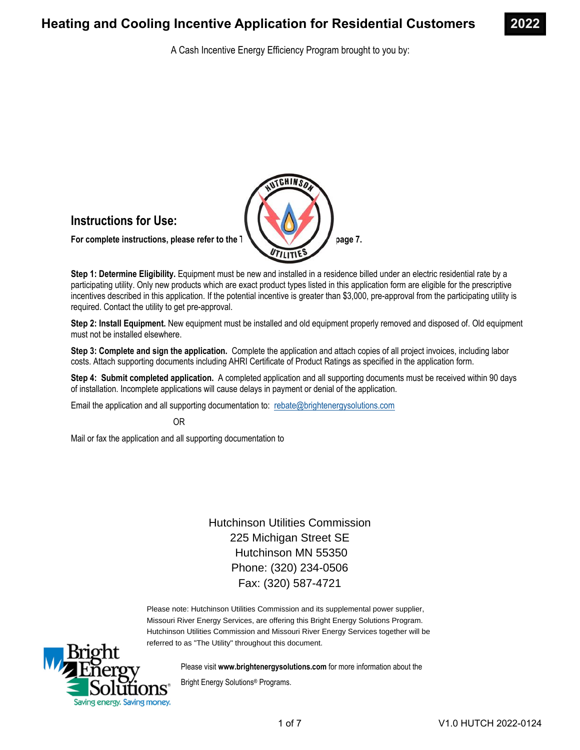# Heating and Cooling Incentive Application for Residential Customers

**2022**

A Cash Incentive Energy Efficiency Program brought to you by:

## Instructions for Use:

**For complete instructions, please refer to the T page 7.**

**Step 1: Determine Eligibility.** Equipment must be new and installed in a residence billed under an electric residential rate by a participating utility. Only new products which are exact product types listed in this application form are eligible for the prescriptive incentives described in this application. If the potential incentive is greater than $3,000, pre-approval from the participating utility is required. Contact the utility to get pre-approval.

**Step 2: Install Equipment.** New equipment must be installed and old equipment properly removed and disposed of. Old equipment must not be installed elsewhere.

**Step 3: Complete and sign the application.** Complete the application and attach copies of all project invoices, including labor costs. Attach supporting documents including AHRI Certificate of Product Ratings as specified in the application form.

**Step 4: Submit completed application.** A completed application and all supporting documents must be received within 90 days of installation. Incomplete applications will cause delays in payment or denial of the application.

Email the application and all supporting documentation to: rebate@brightenergysolutions.com

OR

Mail or fax the application and all supporting documentation to

Hutchinson Utilities Commission
225 Michigan Street SE
Hutchinson MN 55350
Phone: (320) 234-0506
Fax: (320) 587-4721

Please note: Hutchinson Utilities Commission and its supplemental power supplier, Missouri River Energy Services, are offering this Bright Energy Solutions Program. Hutchinson Utilities Commission and Missouri River Energy Services together will be referred to as "The Utility" throughout this document.

Please visit **www.brightenergysolutions.com** for more information about the Bright Energy Solutions® Programs.

V1.0 HUTCH 2022-0124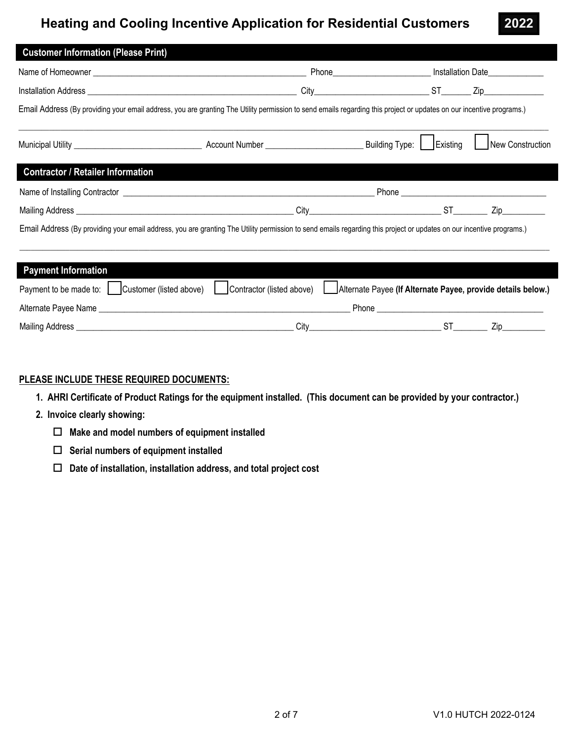# Heating and Cooling Incentive Application for Residential Customers **2022**

## Customer Information (Please Print)

Name of Homeowner ______________________________ Phone ______________________ Installation Date _____________

Installation Address ______________________________ City __________________________ ST _______ Zip ______________

Email Address (By providing your email address, you are granting The Utility permission to send emails regarding this project or updates on our incentive programs.)

______________________________________________________________________________________________

Municipal Utility ______________________________ Account Number ______________________ Building Type: ☐ Existing ☐ New Construction

## Contractor / Retailer Information

Name of Installing Contractor ______________________________ Phone ______________________________

Mailing Address ______________________________ City ______________________________ ST ________ Zip __________

Email Address (By providing your email address, you are granting The Utility permission to send emails regarding this project or updates on our incentive programs.)

______________________________________________________________________________________________

## Payment Information

Payment to be made to: ☐ Customer (listed above) ☐ Contractor (listed above) ☐ Alternate Payee **(If Alternate Payee, provide details below.)**

Alternate Payee Name ______________________________ Phone ______________________________

Mailing Address ______________________________ City ______________________________ ST ________ Zip __________

**PLEASE INCLUDE THESE REQUIRED DOCUMENTS:**

1. **AHRI Certificate of Product Ratings for the equipment installed. (This document can be provided by your contractor.)**
2. **Invoice clearly showing:**
   - ☐ **Make and model numbers of equipment installed**
   - ☐ **Serial numbers of equipment installed**
   - ☐ **Date of installation, installation address, and total project cost**

V1.0 HUTCH 2022-0124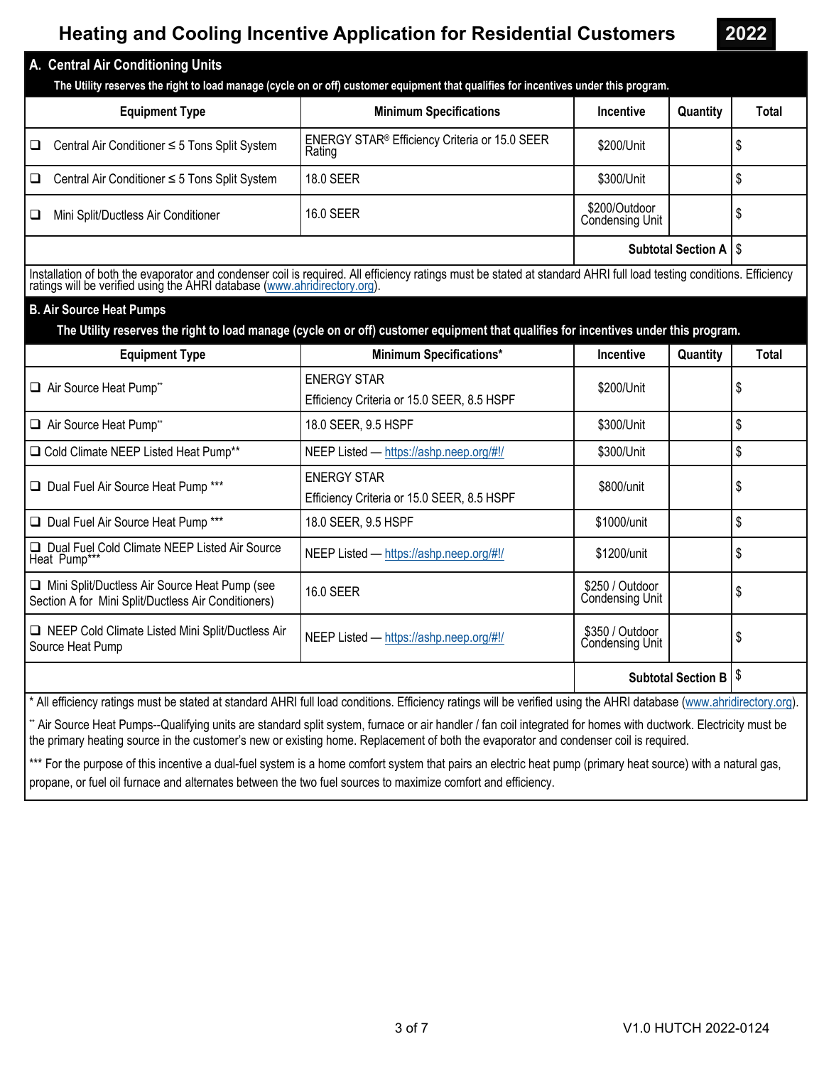# Heating and Cooling Incentive Application for Residential Customers 2022

## A. Central Air Conditioning Units

**The Utility reserves the right to load manage (cycle on or off) customer equipment that qualifies for incentives under this program.**

| Equipment Type | Minimum Specifications | Incentive | Quantity | Total |
|---|---|---|---|---|
| ❑ Central Air Conditioner ≤ 5 Tons Split System | ENERGY STAR® Efficiency Criteria or 15.0 SEER Rating | $200/Unit | | $ |
| ❑ Central Air Conditioner ≤ 5 Tons Split System | 18.0 SEER | $300/Unit | | $ |
| ❑ Mini Split/Ductless Air Conditioner | 16.0 SEER | $200/Outdoor Condensing Unit | | $ |
| | | **Subtotal Section A** | | $ |

Installation of both the evaporator and condenser coil is required. All efficiency ratings must be stated at standard AHRI full load testing conditions. Efficiency ratings will be verified using the AHRI database (www.ahridirectory.org).

## B. Air Source Heat Pumps

**The Utility reserves the right to load manage (cycle on or off) customer equipment that qualifies for incentives under this program.**

| Equipment Type | Minimum Specifications* | Incentive | Quantity | Total |
|---|---|---|---|---|
| ❑ Air Source Heat Pump** | ENERGY STAR Efficiency Criteria or 15.0 SEER, 8.5 HSPF | $200/Unit | | $ |
| ❑ Air Source Heat Pump** | 18.0 SEER, 9.5 HSPF | $300/Unit | | $ |
| ❑ Cold Climate NEEP Listed Heat Pump** | NEEP Listed — https://ashp.neep.org/#!/ | $300/Unit | | $ |
| ❑ Dual Fuel Air Source Heat Pump *** | ENERGY STAR Efficiency Criteria or 15.0 SEER, 8.5 HSPF | $800/unit | | $ |
| ❑ Dual Fuel Air Source Heat Pump *** | 18.0 SEER, 9.5 HSPF | $1000/unit | | $ |
| ❑ Dual Fuel Cold Climate NEEP Listed Air Source Heat Pump*** | NEEP Listed — https://ashp.neep.org/#!/ | $1200/unit | | $ |
| ❑ Mini Split/Ductless Air Source Heat Pump (see Section A for Mini Split/Ductless Air Conditioners) | 16.0 SEER | $250 / Outdoor Condensing Unit | | $ |
| ❑ NEEP Cold Climate Listed Mini Split/Ductless Air Source Heat Pump | NEEP Listed — https://ashp.neep.org/#!/ | $350 / Outdoor Condensing Unit | | $ |
| | | **Subtotal Section B** | | $ |

* All efficiency ratings must be stated at standard AHRI full load conditions. Efficiency ratings will be verified using the AHRI database (www.ahridirectory.org).

** Air Source Heat Pumps--Qualifying units are standard split system, furnace or air handler / fan coil integrated for homes with ductwork. Electricity must be the primary heating source in the customer's new or existing home. Replacement of both the evaporator and condenser coil is required.

*** For the purpose of this incentive a dual-fuel system is a home comfort system that pairs an electric heat pump (primary heat source) with a natural gas, propane, or fuel oil furnace and alternates between the two fuel sources to maximize comfort and efficiency.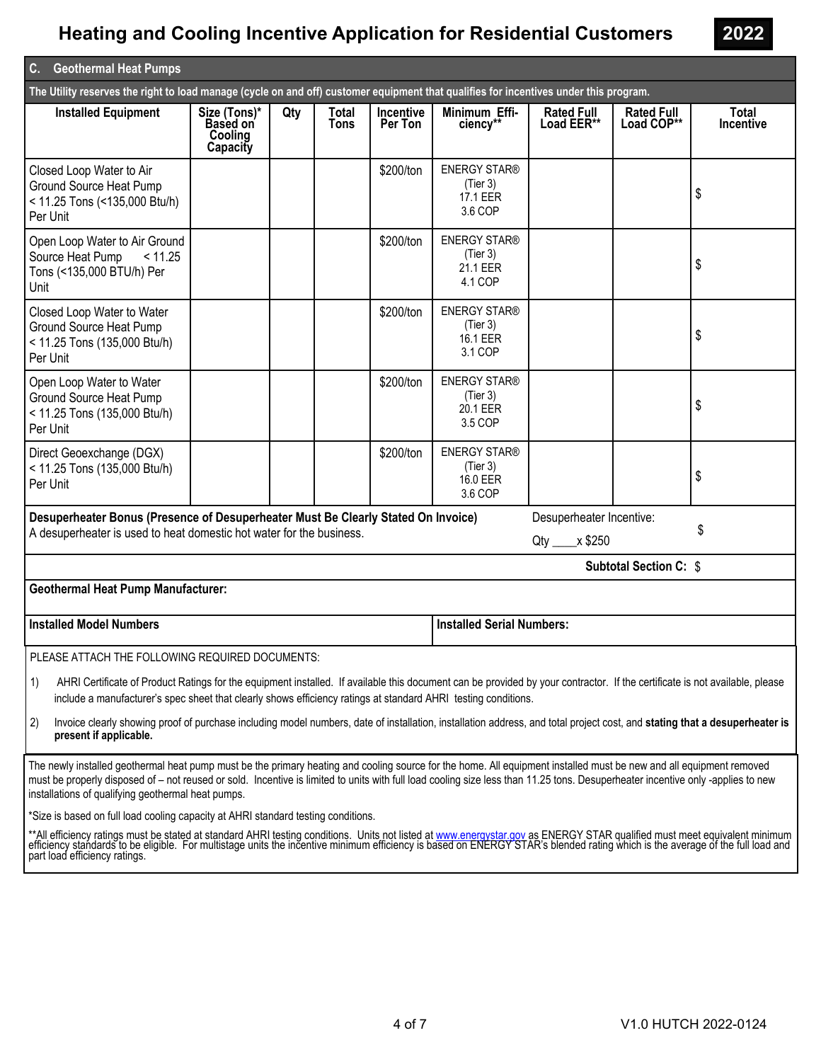# Heating and Cooling Incentive Application for Residential Customers **2022**

## C. Geothermal Heat Pumps

**The Utility reserves the right to load manage (cycle on and off) customer equipment that qualifies for incentives under this program.**

| Installed Equipment | Size (Tons)* Based on Cooling Capacity | Qty | Total Tons | Incentive Per Ton | Minimum Efficiency** | Rated Full Load EER** | Rated Full Load COP** | Total Incentive |
|---|---|---|---|---|---|---|---|---|
| Closed Loop Water to Air Ground Source Heat Pump < 11.25 Tons (<135,000 Btu/h) Per Unit | | | | $200/ton | ENERGY STAR® (Tier 3) 17.1 EER 3.6 COP | | | $ |
| Open Loop Water to Air Ground Source Heat Pump < 11.25 Tons (<135,000 BTU/h) Per Unit | | | | $200/ton | ENERGY STAR® (Tier 3) 21.1 EER 4.1 COP | | | $ |
| Closed Loop Water to Water Ground Source Heat Pump < 11.25 Tons (135,000 Btu/h) Per Unit | | | | $200/ton | ENERGY STAR® (Tier 3) 16.1 EER 3.1 COP | | | $ |
| Open Loop Water to Water Ground Source Heat Pump < 11.25 Tons (135,000 Btu/h) Per Unit | | | | $200/ton | ENERGY STAR® (Tier 3) 20.1 EER 3.5 COP | | | $ |
| Direct Geoexchange (DGX) < 11.25 Tons (135,000 Btu/h) Per Unit | | | | $200/ton | ENERGY STAR® (Tier 3) 16.0 EER 3.6 COP | | | $ |

**Desuperheater Bonus (Presence of Desuperheater Must Be Clearly Stated On Invoice)**
A desuperheater is used to heat domestic hot water for the business.

Desuperheater Incentive: Qty ____x $250 $

**Subtotal Section C:** $

**Geothermal Heat Pump Manufacturer:**

**Installed Model Numbers**

**Installed Serial Numbers:**

PLEASE ATTACH THE FOLLOWING REQUIRED DOCUMENTS:

1) AHRI Certificate of Product Ratings for the equipment installed. If available this document can be provided by your contractor. If the certificate is not available, please include a manufacturer's spec sheet that clearly shows efficiency ratings at standard AHRI testing conditions.

2) Invoice clearly showing proof of purchase including model numbers, date of installation, installation address, and total project cost, and **stating that a desuperheater is present if applicable.**

The newly installed geothermal heat pump must be the primary heating and cooling source for the home. All equipment installed must be new and all equipment removed must be properly disposed of – not reused or sold. Incentive is limited to units with full load cooling size less than 11.25 tons. Desuperheater incentive only -applies to new installations of qualifying geothermal heat pumps.

*Size is based on full load cooling capacity at AHRI standard testing conditions.

**All efficiency ratings must be stated at standard AHRI testing conditions. Units not listed at www.energystar.gov as ENERGY STAR qualified must meet equivalent minimum efficiency standards to be eligible. For multistage units the incentive minimum efficiency is based on ENERGY STAR's blended rating which is the average of the full load and part load efficiency ratings.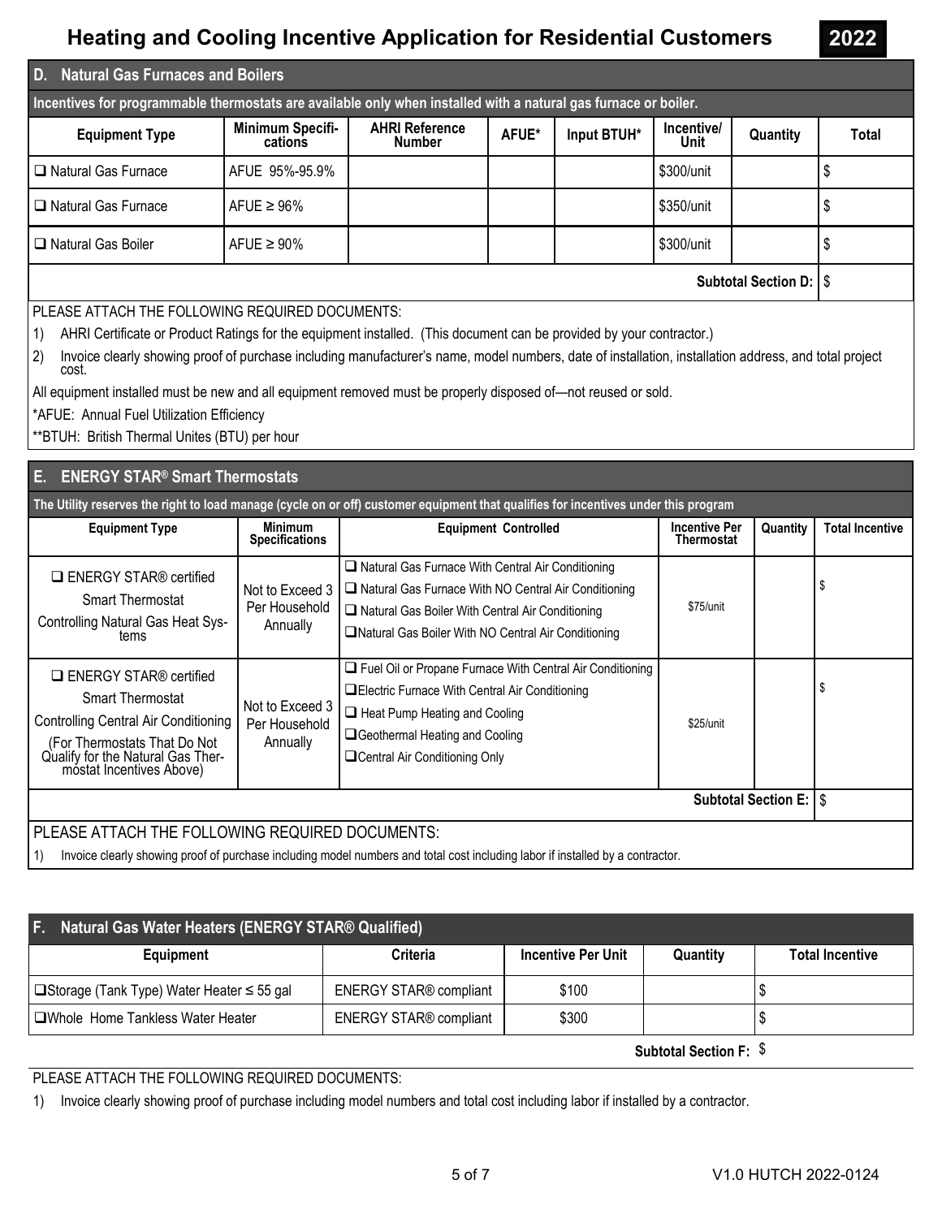# Heating and Cooling Incentive Application for Residential Customers 2022

## D. Natural Gas Furnaces and Boilers

**Incentives for programmable thermostats are available only when installed with a natural gas furnace or boiler.**

| Equipment Type | Minimum Specifications | AHRI Reference Number | AFUE* | Input BTUH* | Incentive/ Unit | Quantity | Total |
|---|---|---|---|---|---|---|---|
| ❑ Natural Gas Furnace | AFUE 95%-95.9% | | | | $300/unit | | $ |
| ❑ Natural Gas Furnace | AFUE ≥ 96% | | | | $350/unit | | $ |
| ❑ Natural Gas Boiler | AFUE ≥ 90% | | | | $300/unit | | $ |
| | | | | | | **Subtotal Section D:** | $ |

PLEASE ATTACH THE FOLLOWING REQUIRED DOCUMENTS:

1) AHRI Certificate or Product Ratings for the equipment installed. (This document can be provided by your contractor.)
2) Invoice clearly showing proof of purchase including manufacturer's name, model numbers, date of installation, installation address, and total project cost.

All equipment installed must be new and all equipment removed must be properly disposed of—not reused or sold.

*AFUE: Annual Fuel Utilization Efficiency

**BTUH: British Thermal Unites (BTU) per hour

## E. ENERGY STAR® Smart Thermostats

**The Utility reserves the right to load manage (cycle on or off) customer equipment that qualifies for incentives under this program**

| Equipment Type | Minimum Specifications | Equipment Controlled | Incentive Per Thermostat | Quantity | Total Incentive |
|---|---|---|---|---|---|
| ❑ ENERGY STAR® certified Smart Thermostat Controlling Natural Gas Heat Systems | Not to Exceed 3 Per Household Annually | ❑ Natural Gas Furnace With Central Air Conditioning<br>❑ Natural Gas Furnace With NO Central Air Conditioning<br>❑ Natural Gas Boiler With Central Air Conditioning<br>❑ Natural Gas Boiler With NO Central Air Conditioning | $75/unit | | $ |
| ❑ ENERGY STAR® certified Smart Thermostat Controlling Central Air Conditioning (For Thermostats That Do Not Qualify for the Natural Gas Thermostat Incentives Above) | Not to Exceed 3 Per Household Annually | ❑ Fuel Oil or Propane Furnace With Central Air Conditioning<br>❑ Electric Furnace With Central Air Conditioning<br>❑ Heat Pump Heating and Cooling<br>❑ Geothermal Heating and Cooling<br>❑ Central Air Conditioning Only | $25/unit | | $ |
| | | | | **Subtotal Section E:** | $ |

PLEASE ATTACH THE FOLLOWING REQUIRED DOCUMENTS:

1) Invoice clearly showing proof of purchase including model numbers and total cost including labor if installed by a contractor.

## F. Natural Gas Water Heaters (ENERGY STAR® Qualified)

| Equipment | Criteria | Incentive Per Unit | Quantity | Total Incentive |
|---|---|---|---|---|
| ❑ Storage (Tank Type) Water Heater ≤ 55 gal | ENERGY STAR® compliant | $100 | | $ |
| ❑ Whole Home Tankless Water Heater | ENERGY STAR® compliant | $300 | | $ |
| | | | **Subtotal Section F:** | $ |

PLEASE ATTACH THE FOLLOWING REQUIRED DOCUMENTS:

1) Invoice clearly showing proof of purchase including model numbers and total cost including labor if installed by a contractor.

V1.0 HUTCH 2022-0124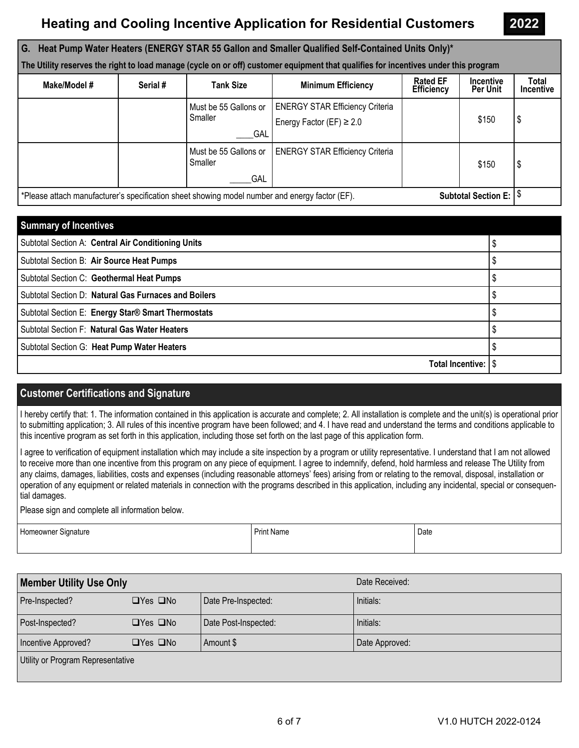# Heating and Cooling Incentive Application for Residential Customers 2022

## G. Heat Pump Water Heaters (ENERGY STAR 55 Gallon and Smaller Qualified Self-Contained Units Only)*

**The Utility reserves the right to load manage (cycle on or off) customer equipment that qualifies for incentives under this program**

| Make/Model # | Serial # | Tank Size | Minimum Efficiency | Rated EF Efficiency | Incentive Per Unit | Total Incentive |
|---|---|---|---|---|---|---|
| | | Must be 55 Gallons or Smaller ____GAL | ENERGY STAR Efficiency Criteria Energy Factor (EF) ≥ 2.0 | | $150 | $ |
| | | Must be 55 Gallons or Smaller _____GAL | ENERGY STAR Efficiency Criteria | | $150 | $ |
| *Please attach manufacturer's specification sheet showing model number and energy factor (EF). | | | | | **Subtotal Section E:** | $ |

## Summary of Incentives

| | |
|---|---|
| Subtotal Section A: **Central Air Conditioning Units** | $ |
| Subtotal Section B: **Air Source Heat Pumps** | $ |
| Subtotal Section C: **Geothermal Heat Pumps** | $ |
| Subtotal Section D: **Natural Gas Furnaces and Boilers** | $ |
| Subtotal Section E: **Energy Star® Smart Thermostats** | $ |
| Subtotal Section F: **Natural Gas Water Heaters** | $ |
| Subtotal Section G: **Heat Pump Water Heaters** | $ |
| **Total Incentive:** | $ |

## Customer Certifications and Signature

I hereby certify that: 1. The information contained in this application is accurate and complete; 2. All installation is complete and the unit(s) is operational prior to submitting application; 3. All rules of this incentive program have been followed; and 4. I have read and understand the terms and conditions applicable to this incentive program as set forth in this application, including those set forth on the last page of this application form.

I agree to verification of equipment installation which may include a site inspection by a program or utility representative. I understand that I am not allowed to receive more than one incentive from this program on any piece of equipment. I agree to indemnify, defend, hold harmless and release The Utility from any claims, damages, liabilities, costs and expenses (including reasonable attorneys' fees) arising from or relating to the removal, disposal, installation or operation of any equipment or related materials in connection with the programs described in this application, including any incidental, special or consequential damages.

Please sign and complete all information below.

| Homeowner Signature | Print Name | Date |
|---|---|---|
| | | |

| **Member Utility Use Only** | | | Date Received: |
|---|---|---|---|
| Pre-Inspected? | ❑Yes ❑No | Date Pre-Inspected: | Initials: |
| Post-Inspected? | ❑Yes ❑No | Date Post-Inspected: | Initials: |
| Incentive Approved? | ❑Yes ❑No | Amount $ | Date Approved: |
| Utility or Program Representative | | | |

V1.0 HUTCH 2022-0124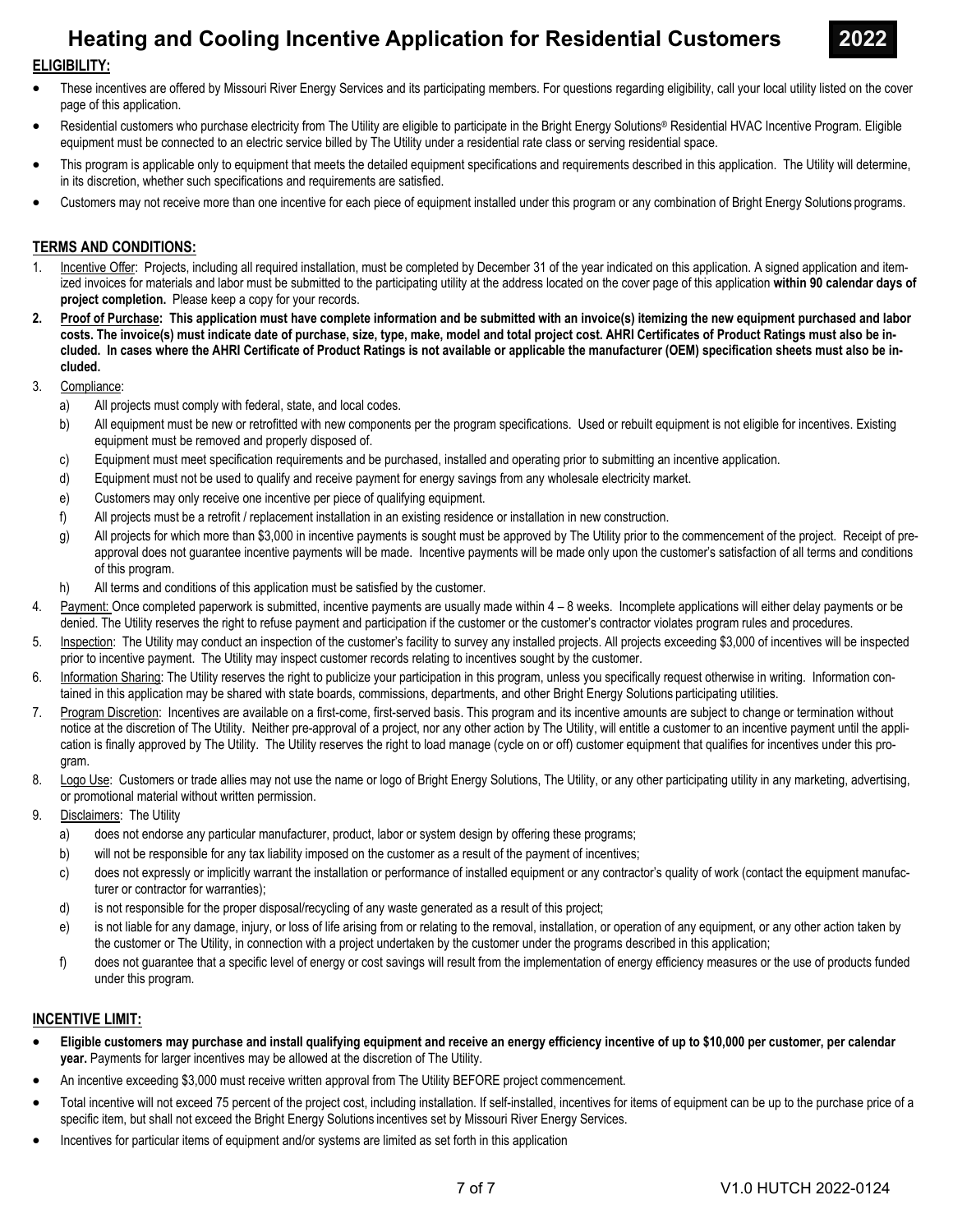# Heating and Cooling Incentive Application for Residential Customers 2022

## ELIGIBILITY:

- These incentives are offered by Missouri River Energy Services and its participating members. For questions regarding eligibility, call your local utility listed on the cover page of this application.
- Residential customers who purchase electricity from The Utility are eligible to participate in the Bright Energy Solutions® Residential HVAC Incentive Program. Eligible equipment must be connected to an electric service billed by The Utility under a residential rate class or serving residential space.
- This program is applicable only to equipment that meets the detailed equipment specifications and requirements described in this application. The Utility will determine, in its discretion, whether such specifications and requirements are satisfied.
- Customers may not receive more than one incentive for each piece of equipment installed under this program or any combination of Bright Energy Solutions programs.

## TERMS AND CONDITIONS:

1. Incentive Offer: Projects, including all required installation, must be completed by December 31 of the year indicated on this application. A signed application and itemized invoices for materials and labor must be submitted to the participating utility at the address located on the cover page of this application **within 90 calendar days of project completion.** Please keep a copy for your records.
2. **Proof of Purchase: This application must have complete information and be submitted with an invoice(s) itemizing the new equipment purchased and labor costs. The invoice(s) must indicate date of purchase, size, type, make, model and total project cost. AHRI Certificates of Product Ratings must also be included. In cases where the AHRI Certificate of Product Ratings is not available or applicable the manufacturer (OEM) specification sheets must also be included.**
3. Compliance:
   a) All projects must comply with federal, state, and local codes.
   b) All equipment must be new or retrofitted with new components per the program specifications. Used or rebuilt equipment is not eligible for incentives. Existing equipment must be removed and properly disposed of.
   c) Equipment must meet specification requirements and be purchased, installed and operating prior to submitting an incentive application.
   d) Equipment must not be used to qualify and receive payment for energy savings from any wholesale electricity market.
   e) Customers may only receive one incentive per piece of qualifying equipment.
   f) All projects must be a retrofit / replacement installation in an existing residence or installation in new construction.
   g) All projects for which more than $3,000 in incentive payments is sought must be approved by The Utility prior to the commencement of the project. Receipt of pre-approval does not guarantee incentive payments will be made. Incentive payments will be made only upon the customer's satisfaction of all terms and conditions of this program.
   h) All terms and conditions of this application must be satisfied by the customer.
4. Payment: Once completed paperwork is submitted, incentive payments are usually made within 4 – 8 weeks. Incomplete applications will either delay payments or be denied. The Utility reserves the right to refuse payment and participation if the customer or the customer's contractor violates program rules and procedures.
5. Inspection: The Utility may conduct an inspection of the customer's facility to survey any installed projects. All projects exceeding $3,000 of incentives will be inspected prior to incentive payment. The Utility may inspect customer records relating to incentives sought by the customer.
6. Information Sharing: The Utility reserves the right to publicize your participation in this program, unless you specifically request otherwise in writing. Information contained in this application may be shared with state boards, commissions, departments, and other Bright Energy Solutions participating utilities.
7. Program Discretion: Incentives are available on a first-come, first-served basis. This program and its incentive amounts are subject to change or termination without notice at the discretion of The Utility. Neither pre-approval of a project, nor any other action by The Utility, will entitle a customer to an incentive payment until the application is finally approved by The Utility. The Utility reserves the right to load manage (cycle on or off) customer equipment that qualifies for incentives under this program.
8. Logo Use: Customers or trade allies may not use the name or logo of Bright Energy Solutions, The Utility, or any other participating utility in any marketing, advertising, or promotional material without written permission.
9. Disclaimers: The Utility
   a) does not endorse any particular manufacturer, product, labor or system design by offering these programs;
   b) will not be responsible for any tax liability imposed on the customer as a result of the payment of incentives;
   c) does not expressly or implicitly warrant the installation or performance of installed equipment or any contractor's quality of work (contact the equipment manufacturer or contractor for warranties);
   d) is not responsible for the proper disposal/recycling of any waste generated as a result of this project;
   e) is not liable for any damage, injury, or loss of life arising from or relating to the removal, installation, or operation of any equipment, or any other action taken by the customer or The Utility, in connection with a project undertaken by the customer under the programs described in this application;
   f) does not guarantee that a specific level of energy or cost savings will result from the implementation of energy efficiency measures or the use of products funded under this program.

## INCENTIVE LIMIT:

- **Eligible customers may purchase and install qualifying equipment and receive an energy efficiency incentive of up to $10,000 per customer, per calendar year.** Payments for larger incentives may be allowed at the discretion of The Utility.
- An incentive exceeding $3,000 must receive written approval from The Utility BEFORE project commencement.
- Total incentive will not exceed 75 percent of the project cost, including installation. If self-installed, incentives for items of equipment can be up to the purchase price of a specific item, but shall not exceed the Bright Energy Solutions incentives set by Missouri River Energy Services.
- Incentives for particular items of equipment and/or systems are limited as set forth in this application

V1.0 HUTCH 2022-0124